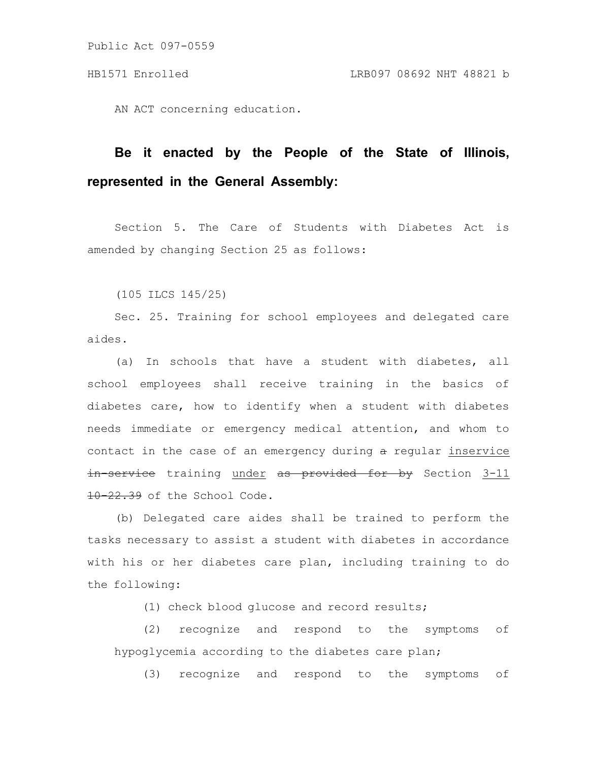Public Act 097-0559

HB1571 Enrolled LRB097 08692 NHT 48821 b

AN ACT concerning education.

**Be it enacted by the People of the State of Illinois, represented in the General Assembly:**

Section 5. The Care of Students with Diabetes Act is amended by changing Section 25 as follows:

(105 ILCS 145/25)

Sec. 25. Training for school employees and delegated care aides.

(a) In schools that have a student with diabetes, all school employees shall receive training in the basics of diabetes care, how to identify when a student with diabetes needs immediate or emergency medical attention, and whom to contact in the case of an emergency during ~~a~~ regular inservice ~~in-service~~ training under ~~as provided for by~~ Section 3-11 ~~10-22.39~~ of the School Code.

(b) Delegated care aides shall be trained to perform the tasks necessary to assist a student with diabetes in accordance with his or her diabetes care plan, including training to do the following:

(1) check blood glucose and record results;

(2) recognize and respond to the symptoms of hypoglycemia according to the diabetes care plan;

(3) recognize and respond to the symptoms of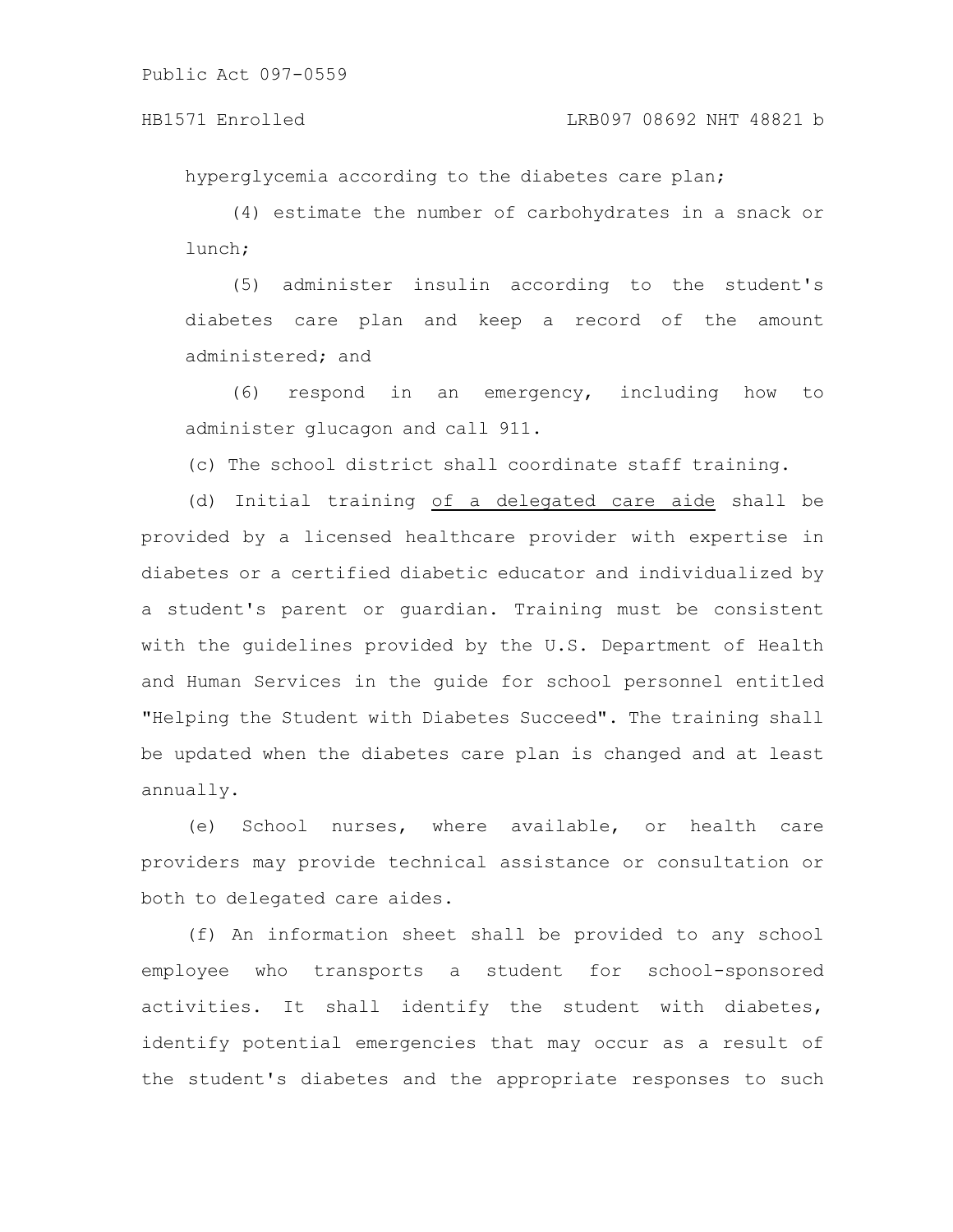hyperglycemia according to the diabetes care plan;

(4) estimate the number of carbohydrates in a snack or lunch;

(5) administer insulin according to the student's diabetes care plan and keep a record of the amount administered; and

(6) respond in an emergency, including how to administer glucagon and call 911.

(c) The school district shall coordinate staff training.

(d) Initial training <u>of a delegated care aide</u> shall be provided by a licensed healthcare provider with expertise in diabetes or a certified diabetic educator and individualized by a student's parent or guardian. Training must be consistent with the guidelines provided by the U.S. Department of Health and Human Services in the guide for school personnel entitled "Helping the Student with Diabetes Succeed". The training shall be updated when the diabetes care plan is changed and at least annually.

(e) School nurses, where available, or health care providers may provide technical assistance or consultation or both to delegated care aides.

(f) An information sheet shall be provided to any school employee who transports a student for school-sponsored activities. It shall identify the student with diabetes, identify potential emergencies that may occur as a result of the student's diabetes and the appropriate responses to such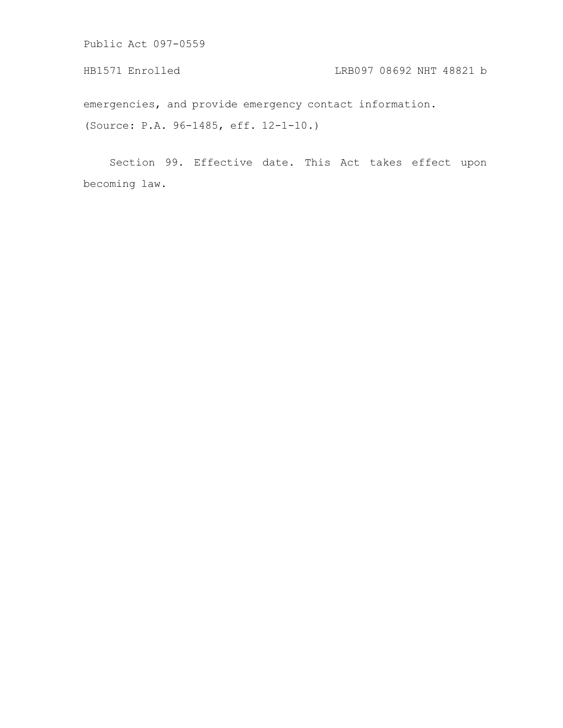emergencies, and provide emergency contact information.

(Source: P.A. 96-1485, eff. 12-1-10.)

Section 99. Effective date. This Act takes effect upon becoming law.